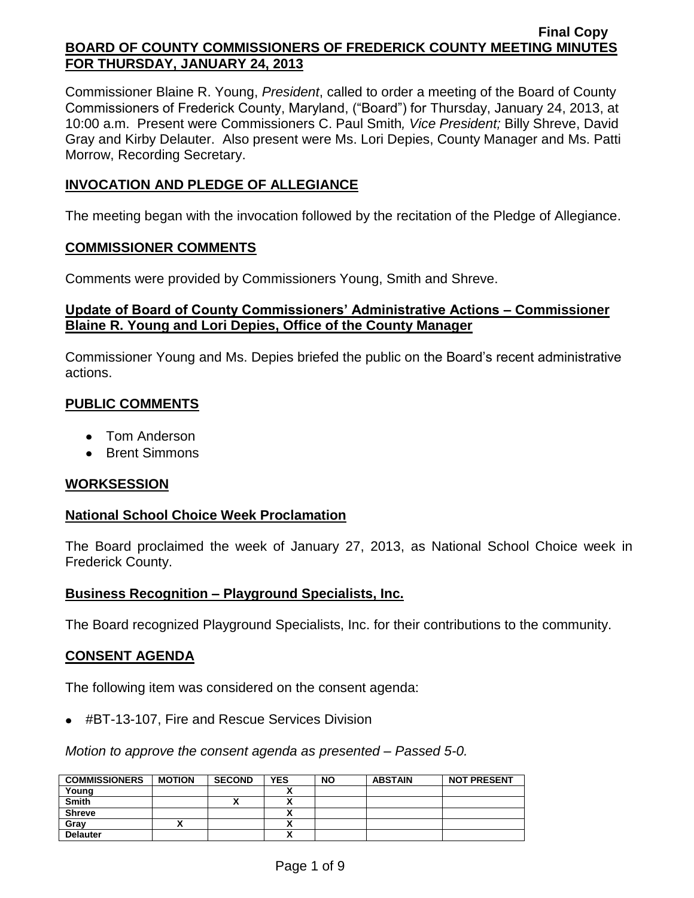**Final Copy**

**BOARD OF COUNTY COMMISSIONERS OF FREDERICK COUNTY MEETING MINUTES FOR THURSDAY, JANUARY 24, 2013**

Commissioner Blaine R. Young, *President*, called to order a meeting of the Board of County Commissioners of Frederick County, Maryland, ("Board") for Thursday, January 24, 2013, at 10:00 a.m. Present were Commissioners C. Paul Smith*, Vice President;* Billy Shreve, David Gray and Kirby Delauter. Also present were Ms. Lori Depies, County Manager and Ms. Patti Morrow, Recording Secretary.

## INVOCATION AND PLEDGE OF ALLEGIANCE

The meeting began with the invocation followed by the recitation of the Pledge of Allegiance.

## COMMISSIONER COMMENTS

Comments were provided by Commissioners Young, Smith and Shreve.

## Update of Board of County Commissioners' Administrative Actions – Commissioner Blaine R. Young and Lori Depies, Office of the County Manager

Commissioner Young and Ms. Depies briefed the public on the Board's recent administrative actions.

## PUBLIC COMMENTS

- Tom Anderson
- Brent Simmons

## WORKSESSION

## National School Choice Week Proclamation

The Board proclaimed the week of January 27, 2013, as National School Choice week in Frederick County.

## Business Recognition – Playground Specialists, Inc.

The Board recognized Playground Specialists, Inc. for their contributions to the community.

## CONSENT AGENDA

The following item was considered on the consent agenda:

- #BT-13-107, Fire and Rescue Services Division

*Motion to approve the consent agenda as presented – Passed 5-0.*

| COMMISSIONERS | MOTION | SECOND | YES | NO | ABSTAIN | NOT PRESENT |
|---|---|---|---|---|---|---|
| Young | | | X | | | |
| Smith | | X | X | | | |
| Shreve | | | X | | | |
| Gray | X | | X | | | |
| Delauter | | | X | | | |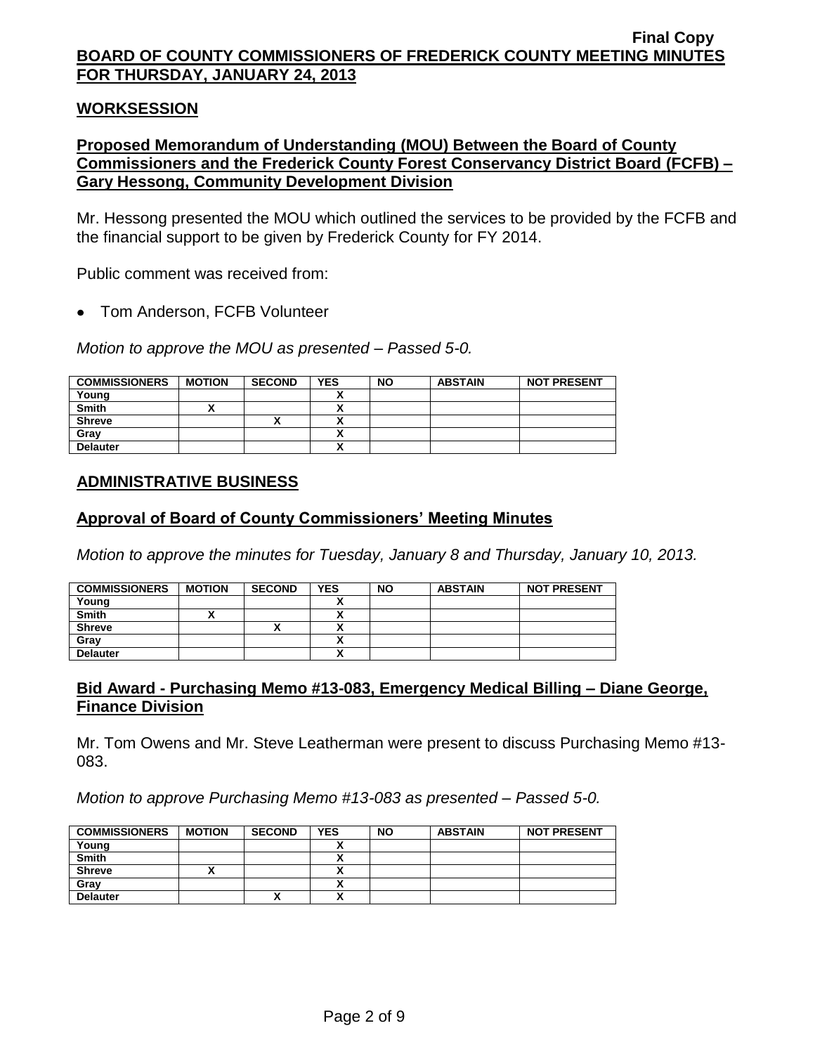**Final Copy**

**BOARD OF COUNTY COMMISSIONERS OF FREDERICK COUNTY MEETING MINUTES FOR THURSDAY, JANUARY 24, 2013**

## WORKSESSION

### Proposed Memorandum of Understanding (MOU) Between the Board of County Commissioners and the Frederick County Forest Conservancy District Board (FCFB) – Gary Hessong, Community Development Division

Mr. Hessong presented the MOU which outlined the services to be provided by the FCFB and the financial support to be given by Frederick County for FY 2014.

Public comment was received from:

- Tom Anderson, FCFB Volunteer

*Motion to approve the MOU as presented – Passed 5-0.*

| COMMISSIONERS | MOTION | SECOND | YES | NO | ABSTAIN | NOT PRESENT |
|---|---|---|---|---|---|---|
| Young | | | X | | | |
| Smith | X | | X | | | |
| Shreve | | X | X | | | |
| Gray | | | X | | | |
| Delauter | | | X | | | |

## ADMINISTRATIVE BUSINESS

### Approval of Board of County Commissioners' Meeting Minutes

*Motion to approve the minutes for Tuesday, January 8 and Thursday, January 10, 2013.*

| COMMISSIONERS | MOTION | SECOND | YES | NO | ABSTAIN | NOT PRESENT |
|---|---|---|---|---|---|---|
| Young | | | X | | | |
| Smith | X | | X | | | |
| Shreve | | X | X | | | |
| Gray | | | X | | | |
| Delauter | | | X | | | |

### Bid Award - Purchasing Memo #13-083, Emergency Medical Billing – Diane George, Finance Division

Mr. Tom Owens and Mr. Steve Leatherman were present to discuss Purchasing Memo #13-083.

*Motion to approve Purchasing Memo #13-083 as presented – Passed 5-0.*

| COMMISSIONERS | MOTION | SECOND | YES | NO | ABSTAIN | NOT PRESENT |
|---|---|---|---|---|---|---|
| Young | | | X | | | |
| Smith | | | X | | | |
| Shreve | X | | X | | | |
| Gray | | | X | | | |
| Delauter | | X | X | | | |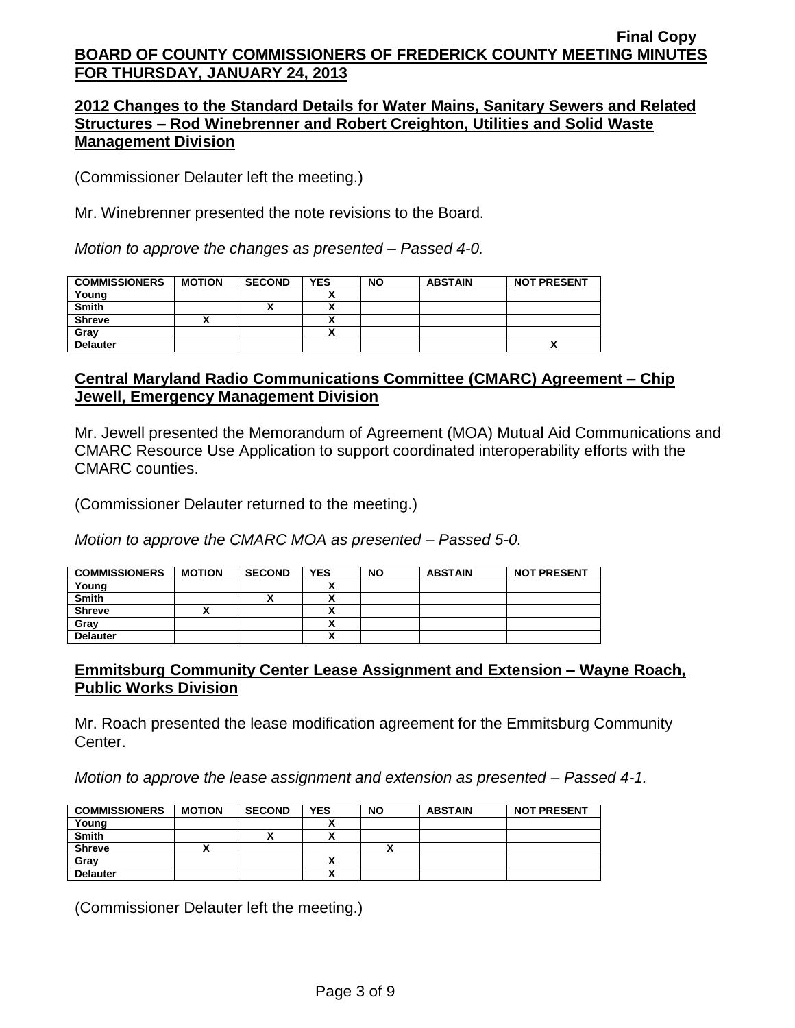**Final Copy**

**BOARD OF COUNTY COMMISSIONERS OF FREDERICK COUNTY MEETING MINUTES FOR THURSDAY, JANUARY 24, 2013**

**2012 Changes to the Standard Details for Water Mains, Sanitary Sewers and Related Structures – Rod Winebrenner and Robert Creighton, Utilities and Solid Waste Management Division**

(Commissioner Delauter left the meeting.)

Mr. Winebrenner presented the note revisions to the Board.

*Motion to approve the changes as presented – Passed 4-0.*

| COMMISSIONERS | MOTION | SECOND | YES | NO | ABSTAIN | NOT PRESENT |
|---|---|---|---|---|---|---|
| Young | | | X | | | |
| Smith | | X | X | | | |
| Shreve | X | | X | | | |
| Gray | | | X | | | |
| Delauter | | | | | | X |

**Central Maryland Radio Communications Committee (CMARC) Agreement – Chip Jewell, Emergency Management Division**

Mr. Jewell presented the Memorandum of Agreement (MOA) Mutual Aid Communications and CMARC Resource Use Application to support coordinated interoperability efforts with the CMARC counties.

(Commissioner Delauter returned to the meeting.)

*Motion to approve the CMARC MOA as presented – Passed 5-0.*

| COMMISSIONERS | MOTION | SECOND | YES | NO | ABSTAIN | NOT PRESENT |
|---|---|---|---|---|---|---|
| Young | | | X | | | |
| Smith | | X | X | | | |
| Shreve | X | | X | | | |
| Gray | | | X | | | |
| Delauter | | | X | | | |

**Emmitsburg Community Center Lease Assignment and Extension – Wayne Roach, Public Works Division**

Mr. Roach presented the lease modification agreement for the Emmitsburg Community Center.

*Motion to approve the lease assignment and extension as presented – Passed 4-1.*

| COMMISSIONERS | MOTION | SECOND | YES | NO | ABSTAIN | NOT PRESENT |
|---|---|---|---|---|---|---|
| Young | | | X | | | |
| Smith | | X | X | | | |
| Shreve | X | | | X | | |
| Gray | | | X | | | |
| Delauter | | | X | | | |

(Commissioner Delauter left the meeting.)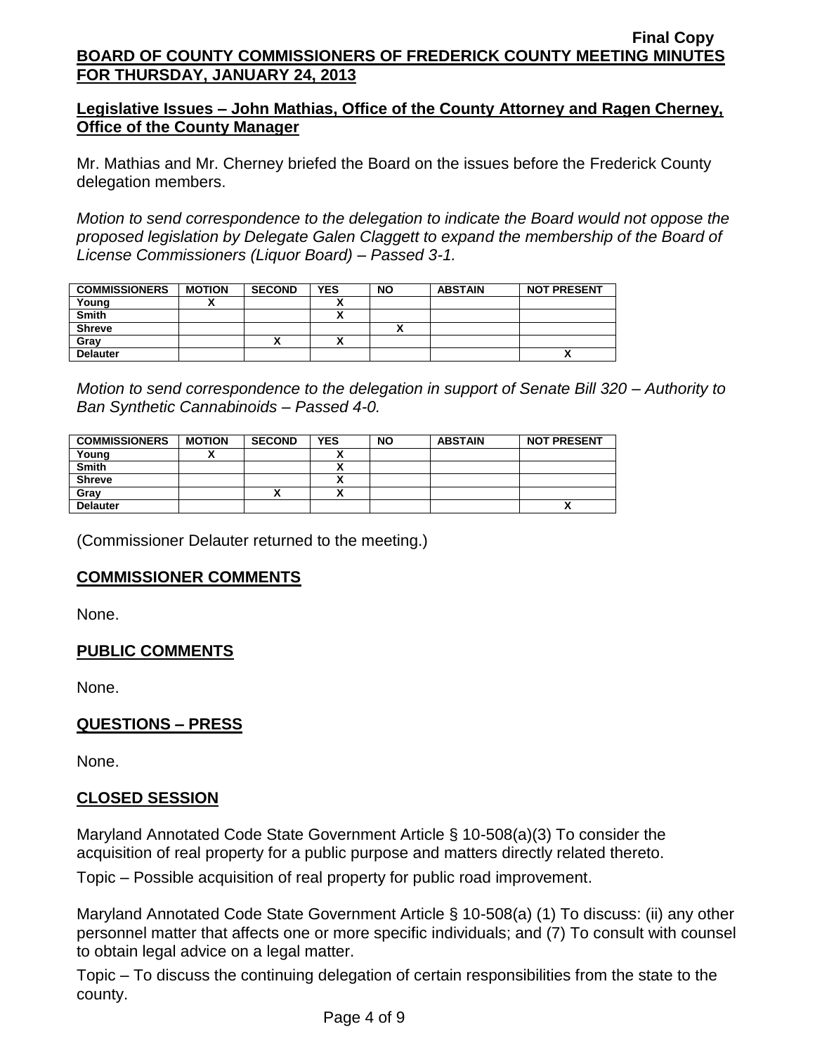**Final Copy**

**BOARD OF COUNTY COMMISSIONERS OF FREDERICK COUNTY MEETING MINUTES FOR THURSDAY, JANUARY 24, 2013**

## Legislative Issues – John Mathias, Office of the County Attorney and Ragen Cherney, Office of the County Manager

Mr. Mathias and Mr. Cherney briefed the Board on the issues before the Frederick County delegation members.

*Motion to send correspondence to the delegation to indicate the Board would not oppose the proposed legislation by Delegate Galen Claggett to expand the membership of the Board of License Commissioners (Liquor Board) – Passed 3-1.*

| COMMISSIONERS | MOTION | SECOND | YES | NO | ABSTAIN | NOT PRESENT |
|---|---|---|---|---|---|---|
| Young | X | | X | | | |
| Smith | | | X | | | |
| Shreve | | | | X | | |
| Gray | | X | X | | | |
| Delauter | | | | | | X |

*Motion to send correspondence to the delegation in support of Senate Bill 320 – Authority to Ban Synthetic Cannabinoids – Passed 4-0.*

| COMMISSIONERS | MOTION | SECOND | YES | NO | ABSTAIN | NOT PRESENT |
|---|---|---|---|---|---|---|
| Young | X | | X | | | |
| Smith | | | X | | | |
| Shreve | | | X | | | |
| Gray | | X | X | | | |
| Delauter | | | | | | X |

(Commissioner Delauter returned to the meeting.)

## COMMISSIONER COMMENTS

None.

## PUBLIC COMMENTS

None.

## QUESTIONS – PRESS

None.

## CLOSED SESSION

Maryland Annotated Code State Government Article § 10-508(a)(3) To consider the acquisition of real property for a public purpose and matters directly related thereto.

Topic – Possible acquisition of real property for public road improvement.

Maryland Annotated Code State Government Article § 10-508(a) (1) To discuss: (ii) any other personnel matter that affects one or more specific individuals; and (7) To consult with counsel to obtain legal advice on a legal matter.

Topic – To discuss the continuing delegation of certain responsibilities from the state to the county.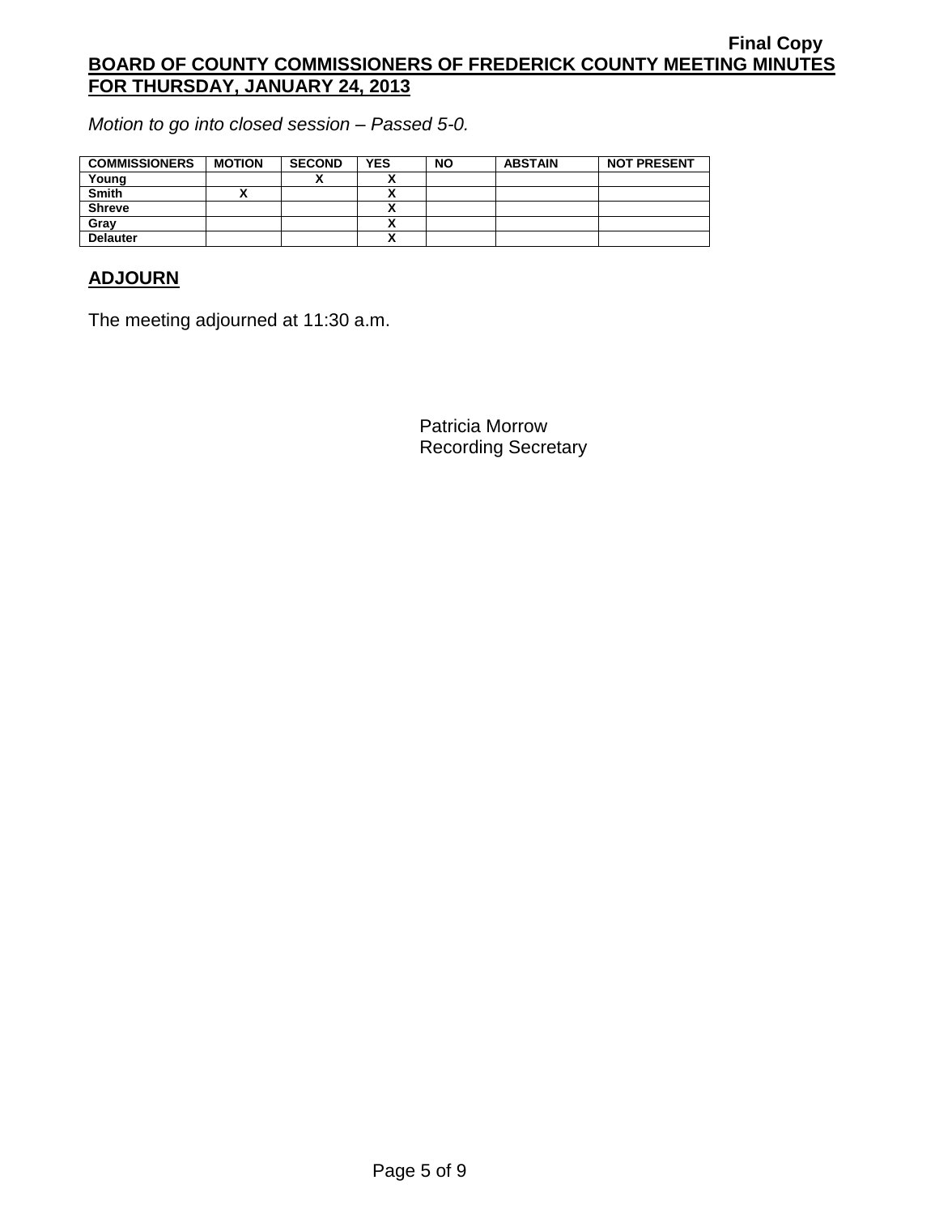*Motion to go into closed session – Passed 5-0.*

| COMMISSIONERS | MOTION | SECOND | YES | NO | ABSTAIN | NOT PRESENT |
|---|---|---|---|---|---|---|
| Young | | X | X | | | |
| Smith | X | | X | | | |
| Shreve | | | X | | | |
| Gray | | | X | | | |
| Delauter | | | X | | | |

## ADJOURN

The meeting adjourned at 11:30 a.m.

Patricia Morrow
Recording Secretary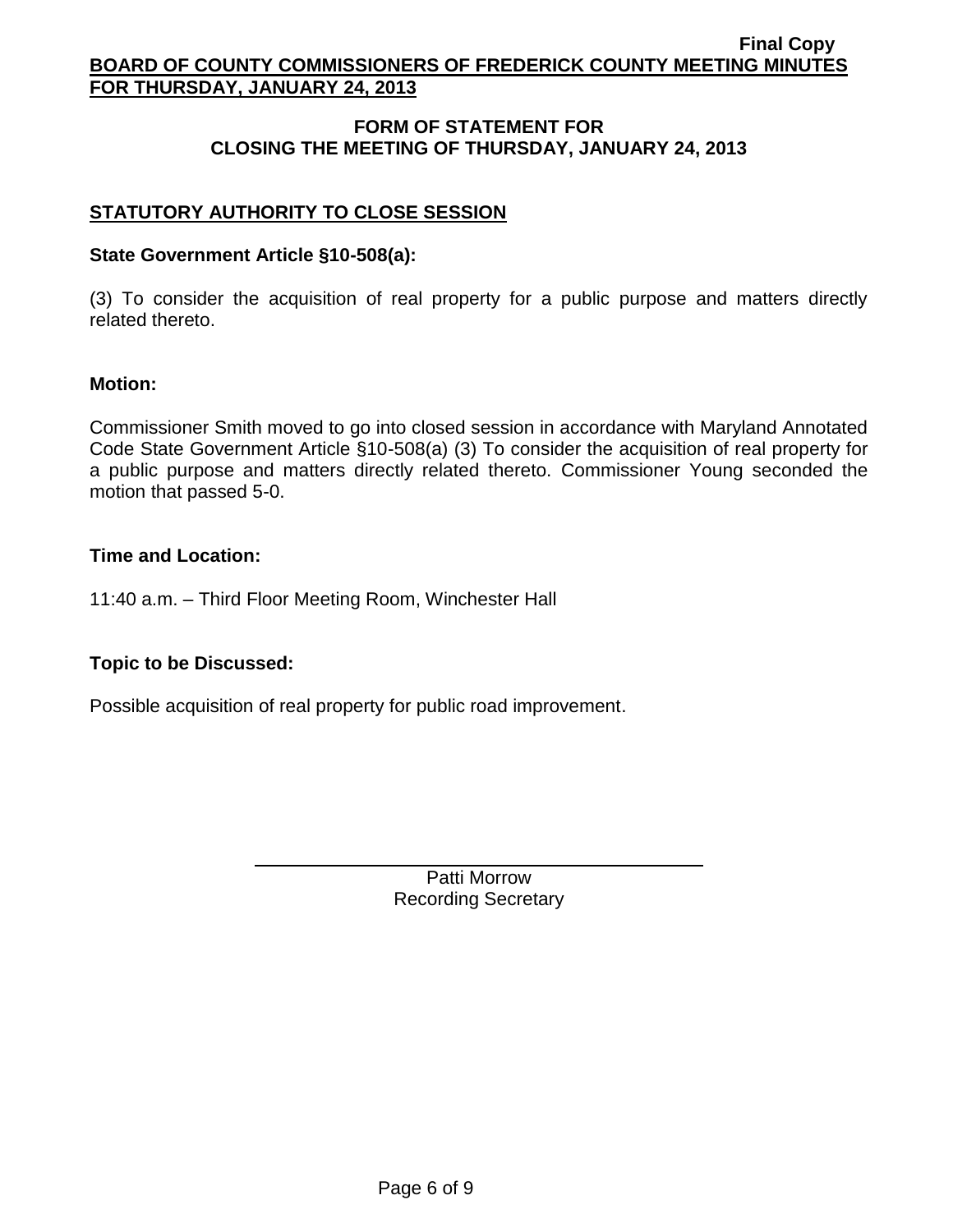## FORM OF STATEMENT FOR CLOSING THE MEETING OF THURSDAY, JANUARY 24, 2013

### STATUTORY AUTHORITY TO CLOSE SESSION

**State Government Article §10-508(a):**

(3) To consider the acquisition of real property for a public purpose and matters directly related thereto.

**Motion:**

Commissioner Smith moved to go into closed session in accordance with Maryland Annotated Code State Government Article §10-508(a) (3) To consider the acquisition of real property for a public purpose and matters directly related thereto. Commissioner Young seconded the motion that passed 5-0.

**Time and Location:**

11:40 a.m. – Third Floor Meeting Room, Winchester Hall

**Topic to be Discussed:**

Possible acquisition of real property for public road improvement.

Patti Morrow
Recording Secretary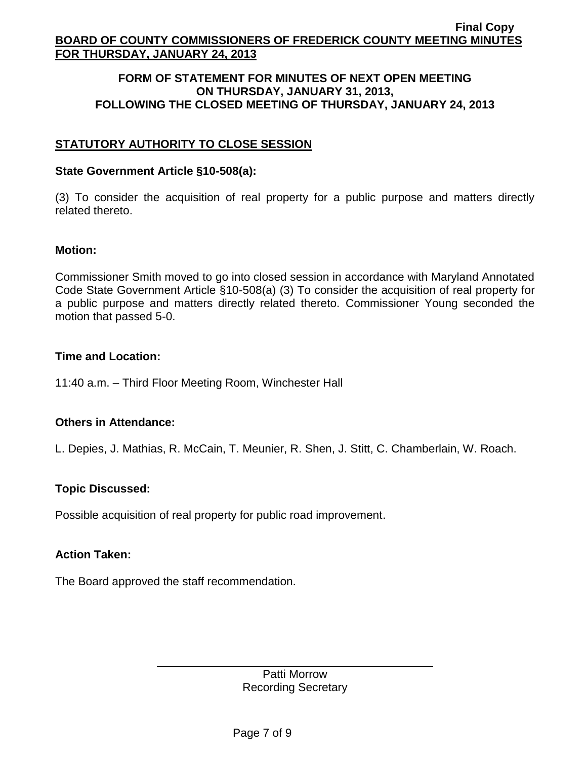## FORM OF STATEMENT FOR MINUTES OF NEXT OPEN MEETING ON THURSDAY, JANUARY 31, 2013, FOLLOWING THE CLOSED MEETING OF THURSDAY, JANUARY 24, 2013

### STATUTORY AUTHORITY TO CLOSE SESSION

**State Government Article §10-508(a):**

(3) To consider the acquisition of real property for a public purpose and matters directly related thereto.

**Motion:**

Commissioner Smith moved to go into closed session in accordance with Maryland Annotated Code State Government Article §10-508(a) (3) To consider the acquisition of real property for a public purpose and matters directly related thereto. Commissioner Young seconded the motion that passed 5-0.

**Time and Location:**

11:40 a.m. – Third Floor Meeting Room, Winchester Hall

**Others in Attendance:**

L. Depies, J. Mathias, R. McCain, T. Meunier, R. Shen, J. Stitt, C. Chamberlain, W. Roach.

**Topic Discussed:**

Possible acquisition of real property for public road improvement.

**Action Taken:**

The Board approved the staff recommendation.

Patti Morrow
Recording Secretary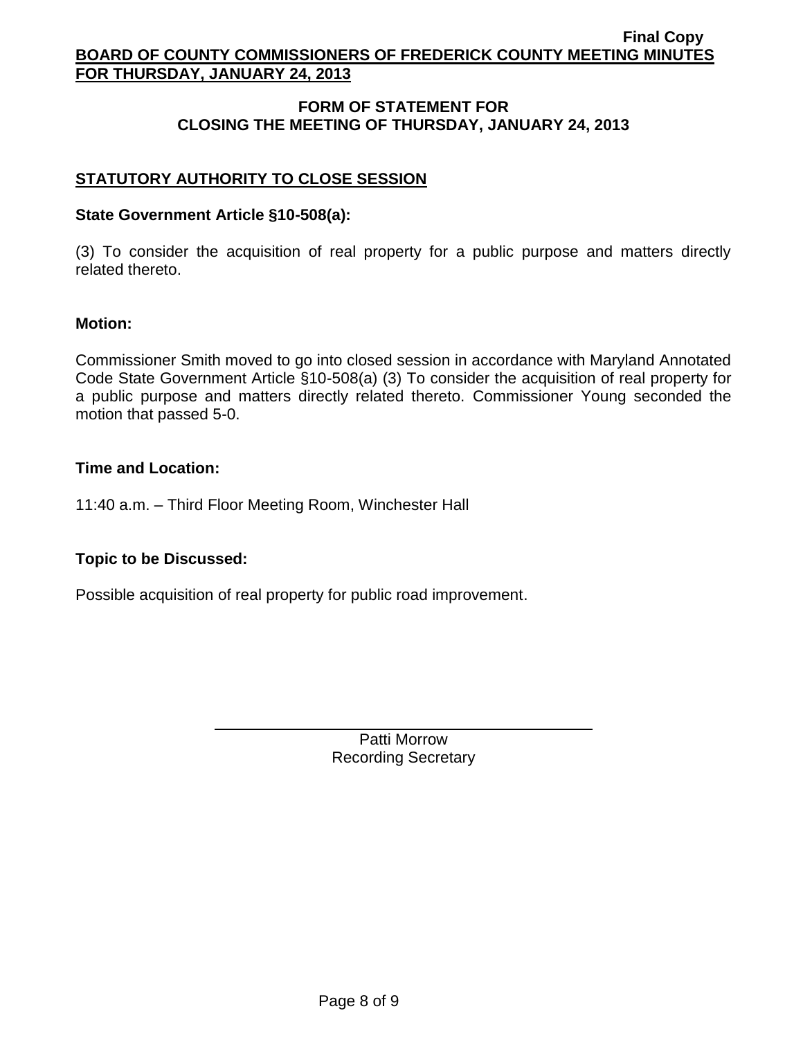## FORM OF STATEMENT FOR CLOSING THE MEETING OF THURSDAY, JANUARY 24, 2013

### STATUTORY AUTHORITY TO CLOSE SESSION

**State Government Article §10-508(a):**

(3) To consider the acquisition of real property for a public purpose and matters directly related thereto.

**Motion:**

Commissioner Smith moved to go into closed session in accordance with Maryland Annotated Code State Government Article §10-508(a) (3) To consider the acquisition of real property for a public purpose and matters directly related thereto. Commissioner Young seconded the motion that passed 5-0.

**Time and Location:**

11:40 a.m. – Third Floor Meeting Room, Winchester Hall

**Topic to be Discussed:**

Possible acquisition of real property for public road improvement.

Patti Morrow
Recording Secretary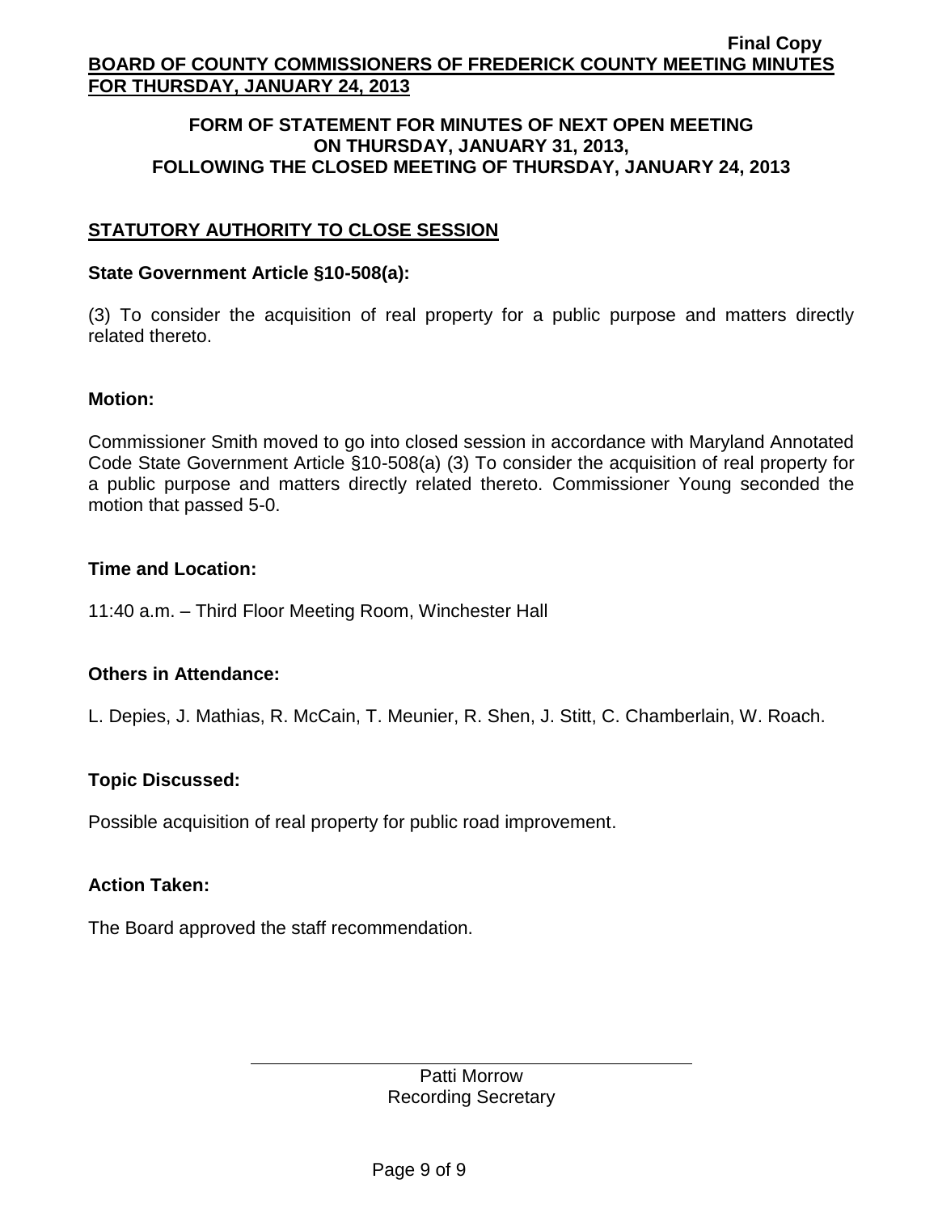## FORM OF STATEMENT FOR MINUTES OF NEXT OPEN MEETING ON THURSDAY, JANUARY 31, 2013, FOLLOWING THE CLOSED MEETING OF THURSDAY, JANUARY 24, 2013

### STATUTORY AUTHORITY TO CLOSE SESSION

**State Government Article §10-508(a):**

(3) To consider the acquisition of real property for a public purpose and matters directly related thereto.

**Motion:**

Commissioner Smith moved to go into closed session in accordance with Maryland Annotated Code State Government Article §10-508(a) (3) To consider the acquisition of real property for a public purpose and matters directly related thereto. Commissioner Young seconded the motion that passed 5-0.

**Time and Location:**

11:40 a.m. – Third Floor Meeting Room, Winchester Hall

**Others in Attendance:**

L. Depies, J. Mathias, R. McCain, T. Meunier, R. Shen, J. Stitt, C. Chamberlain, W. Roach.

**Topic Discussed:**

Possible acquisition of real property for public road improvement.

**Action Taken:**

The Board approved the staff recommendation.

Patti Morrow
Recording Secretary